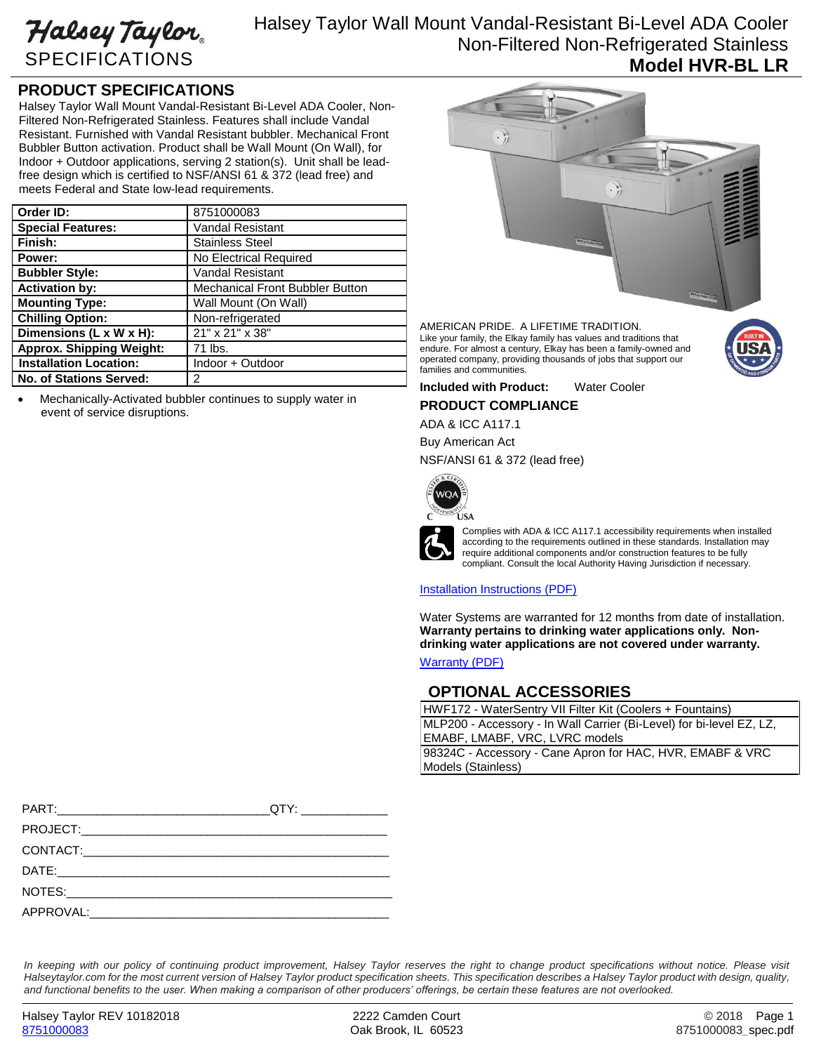Halsey Taylor SPECIFICATIONS

# Halsey Taylor Wall Mount Vandal-Resistant Bi-Level ADA Cooler Non-Filtered Non-Refrigerated Stainless

## Model HVR-BL LR

## PRODUCT SPECIFICATIONS

Halsey Taylor Wall Mount Vandal-Resistant Bi-Level ADA Cooler, Non-Filtered Non-Refrigerated Stainless. Features shall include Vandal Resistant. Furnished with Vandal Resistant bubbler. Mechanical Front Bubbler Button activation. Product shall be Wall Mount (On Wall), for Indoor + Outdoor applications, serving 2 station(s). Unit shall be lead-free design which is certified to NSF/ANSI 61 & 372 (lead free) and meets Federal and State low-lead requirements.

| | |
|---|---|
| **Order ID:** | 8751000083 |
| **Special Features:** | Vandal Resistant |
| **Finish:** | Stainless Steel |
| **Power:** | No Electrical Required |
| **Bubbler Style:** | Vandal Resistant |
| **Activation by:** | Mechanical Front Bubbler Button |
| **Mounting Type:** | Wall Mount (On Wall) |
| **Chilling Option:** | Non-refrigerated |
| **Dimensions (L x W x H):** | 21" x 21" x 38" |
| **Approx. Shipping Weight:** | 71 lbs. |
| **Installation Location:** | Indoor + Outdoor |
| **No. of Stations Served:** | 2 |

- Mechanically-Activated bubbler continues to supply water in event of service disruptions.

AMERICAN PRIDE. A LIFETIME TRADITION.
Like your family, the Elkay family has values and traditions that endure. For almost a century, Elkay has been a family-owned and operated company, providing thousands of jobs that support our families and communities.

**Included with Product:** Water Cooler

## PRODUCT COMPLIANCE

ADA & ICC A117.1

Buy American Act

NSF/ANSI 61 & 372 (lead free)

Complies with ADA & ICC A117.1 accessibility requirements when installed according to the requirements outlined in these standards. Installation may require additional components and/or construction features to be fully compliant. Consult the local Authority Having Jurisdiction if necessary.

Installation Instructions (PDF)

Water Systems are warranted for 12 months from date of installation. **Warranty pertains to drinking water applications only. Non-drinking water applications are not covered under warranty.**

Warranty (PDF)

## OPTIONAL ACCESSORIES

| |
|---|
| HWF172 - WaterSentry VII Filter Kit (Coolers + Fountains) |
| MLP200 - Accessory - In Wall Carrier (Bi-Level) for bi-level EZ, LZ, EMABF, LMABF, VRC, LVRC models |
| 98324C - Accessory - Cane Apron for HAC, HVR, EMABF & VRC Models (Stainless) |

PART:______________________________QTY: ____________

PROJECT:_____________________________________________

CONTACT:_____________________________________________

DATE:________________________________________________

NOTES:_______________________________________________

APPROVAL:____________________________________________

*In keeping with our policy of continuing product improvement, Halsey Taylor reserves the right to change product specifications without notice. Please visit Halseytaylor.com for the most current version of Halsey Taylor product specification sheets. This specification describes a Halsey Taylor product with design, quality, and functional benefits to the user. When making a comparison of other producers' offerings, be certain these features are not overlooked.*

Halsey Taylor REV 10182018
8751000083

2222 Camden Court
Oak Brook, IL 60523

© 2018
8751000083_spec.pdf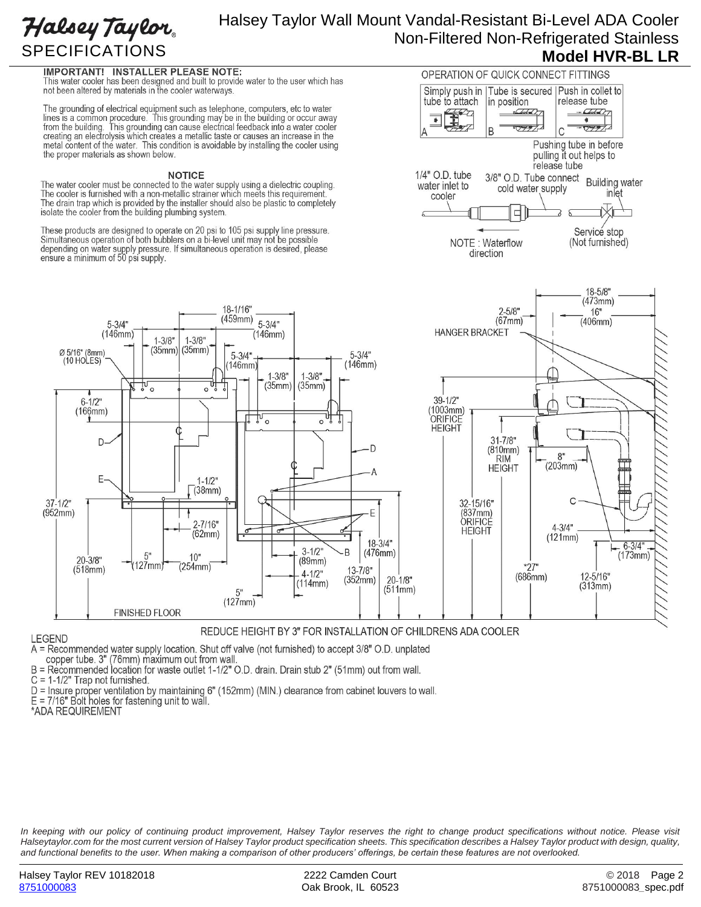# Halsey Taylor SPECIFICATIONS

## Halsey Taylor Wall Mount Vandal-Resistant Bi-Level ADA Cooler Non-Filtered Non-Refrigerated Stainless

**Model HVR-BL LR**

**IMPORTANT! INSTALLER PLEASE NOTE:**
This water cooler has been designed and built to provide water to the user which has not been altered by materials in the cooler waterways.

The grounding of electrical equipment such as telephone, computers, etc to water lines is a common procedure. This grounding may be in the building or occur away from the building. This grounding can cause electrical feedback into a water cooler creating an electrolysis which creates a metallic taste or causes an increase in the metal content of the water. This condition is avoidable by installing the cooler using the proper materials as shown below.

**NOTICE**

The water cooler must be connected to the water supply using a dielectric coupling. The cooler is furnished with a non-metallic strainer which meets this requirement. The drain trap which is provided by the installer should also be plastic to completely isolate the cooler from the building plumbing system.

These products are designed to operate on 20 psi to 105 psi supply line pressure. Simultaneous operation of both bubblers on a bi-level unit may not be possible depending on water supply pressure. If simultaneous operation is desired, please ensure a minimum of 50 psi supply.

OPERATION OF QUICK CONNECT FITTINGS

A: Simply push in tube to attach
B: Tube is secured in position
C: Push in collet to release tube

Pushing tube in before pulling it out helps to release tube

1/4" O.D. tube water inlet to cooler
3/8" O.D. Tube connect cold water supply
Building water inlet
Service stop (Not furnished)
NOTE : Waterflow direction

18-1/16" (459mm)
5-3/4" (146mm)
5-3/4" (146mm)
1-3/8" (35mm)
1-3/8" (35mm)
Ø 5/16" (8mm) (10 HOLES)
5-3/4" (146mm)
5-3/4" (146mm)
1-3/8" (35mm)
1-3/8" (35mm)
6-1/2" (166mm)
1-1/2" (38mm)
37-1/2" (952mm)
2-7/16" (62mm)
20-3/8" (518mm)
5" (127mm)
10" (254mm)
3-1/2" (89mm)
4-1/2" (114mm)
13-7/8" (352mm)
18-3/4" (476mm)
20-1/8" (511mm)
5" (127mm)
FINISHED FLOOR

18-5/8" (473mm)
16" (406mm)
2-5/8" (67mm)
HANGER BRACKET
39-1/2" (1003mm) ORIFICE HEIGHT
31-7/8" (810mm) RIM HEIGHT
8" (203mm)
32-15/16" (837mm) ORIFICE HEIGHT
4-3/4" (121mm)
6-3/4" (173mm)
*27" (686mm)
12-5/16" (313mm)

REDUCE HEIGHT BY 3" FOR INSTALLATION OF CHILDRENS ADA COOLER

LEGEND
A = Recommended water supply location. Shut off valve (not furnished) to accept 3/8" O.D. unplated copper tube. 3" (76mm) maximum out from wall.
B = Recommended location for waste outlet 1-1/2" O.D. drain. Drain stub 2" (51mm) out from wall.
C = 1-1/2" Trap not furnished.
D = Insure proper ventilation by maintaining 6" (152mm) (MIN.) clearance from cabinet louvers to wall.
E = 7/16" Bolt holes for fastening unit to wall.
*ADA REQUIREMENT

*In keeping with our policy of continuing product improvement, Halsey Taylor reserves the right to change product specifications without notice. Please visit Halseytaylor.com for the most current version of Halsey Taylor product specification sheets. This specification describes a Halsey Taylor product with design, quality, and functional benefits to the user. When making a comparison of other producers' offerings, be certain these features are not overlooked.*

Halsey Taylor REV 10182018
8751000083
2222 Camden Court
Oak Brook, IL 60523
© 2018
8751000083_spec.pdf